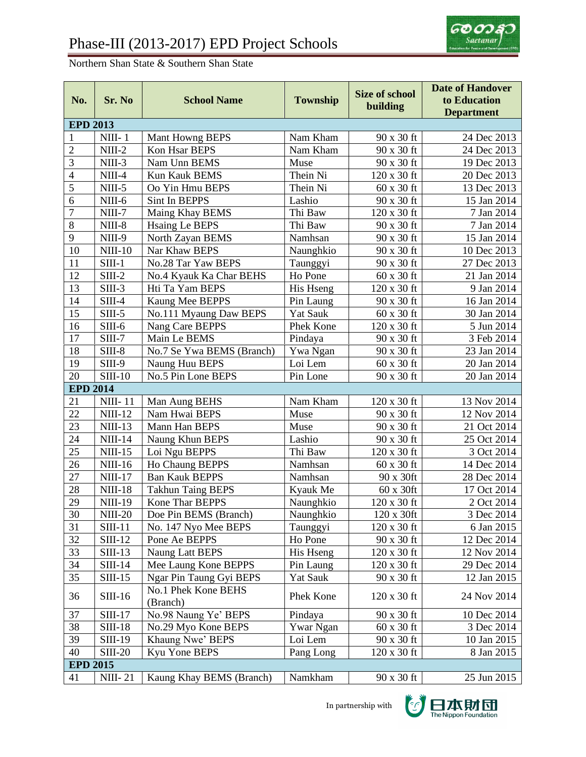# Phase-III (2013-2017) EPD Project Schools

Northern Shan State & Southern Shan State

| No. | Sr. No | School Name | Township | Size of school building | Date of Handover to Education Department |
|---|---|---|---|---|---|
| **EPD 2013** | | | | | |
| 1 | NIII- 1 | Mant Howng BEPS | Nam Kham | 90 x 30 ft | 24 Dec 2013 |
| 2 | NIII-2 | Kon Hsar BEPS | Nam Kham | 90 x 30 ft | 24 Dec 2013 |
| 3 | NIII-3 | Nam Unn BEMS | Muse | 90 x 30 ft | 19 Dec 2013 |
| 4 | NIII-4 | Kun Kauk BEMS | Thein Ni | 120 x 30 ft | 20 Dec 2013 |
| 5 | NIII-5 | Oo Yin Hmu BEPS | Thein Ni | 60 x 30 ft | 13 Dec 2013 |
| 6 | NIII-6 | Sint In BEPPS | Lashio | 90 x 30 ft | 15 Jan 2014 |
| 7 | NIII-7 | Maing Khay BEMS | Thi Baw | 120 x 30 ft | 7 Jan 2014 |
| 8 | NIII-8 | Hsaing Le BEPS | Thi Baw | 90 x 30 ft | 7 Jan 2014 |
| 9 | NIII-9 | North Zayan BEMS | Namhsan | 90 x 30 ft | 15 Jan 2014 |
| 10 | NIII-10 | Nar Khaw BEPS | Naunghkio | 90 x 30 ft | 10 Dec 2013 |
| 11 | SIII-1 | No.28 Tar Yaw BEPS | Taunggyi | 90 x 30 ft | 27 Dec 2013 |
| 12 | SIII-2 | No.4 Kyauk Ka Char BEHS | Ho Pone | 60 x 30 ft | 21 Jan 2014 |
| 13 | SIII-3 | Hti Ta Yam BEPS | His Hseng | 120 x 30 ft | 9 Jan 2014 |
| 14 | SIII-4 | Kaung Mee BEPPS | Pin Laung | 90 x 30 ft | 16 Jan 2014 |
| 15 | SIII-5 | No.111 Myaung Daw BEPS | Yat Sauk | 60 x 30 ft | 30 Jan 2014 |
| 16 | SIII-6 | Nang Care BEPPS | Phek Kone | 120 x 30 ft | 5 Jun 2014 |
| 17 | SIII-7 | Main Le BEMS | Pindaya | 90 x 30 ft | 3 Feb 2014 |
| 18 | SIII-8 | No.7 Se Ywa BEMS (Branch) | Ywa Ngan | 90 x 30 ft | 23 Jan 2014 |
| 19 | SIII-9 | Naung Huu BEPS | Loi Lem | 60 x 30 ft | 20 Jan 2014 |
| 20 | SIII-10 | No.5 Pin Lone BEPS | Pin Lone | 90 x 30 ft | 20 Jan 2014 |
| **EPD 2014** | | | | | |
| 21 | NIII- 11 | Man Aung BEHS | Nam Kham | 120 x 30 ft | 13 Nov 2014 |
| 22 | NIII-12 | Nam Hwai BEPS | Muse | 90 x 30 ft | 12 Nov 2014 |
| 23 | NIII-13 | Mann Han BEPS | Muse | 90 x 30 ft | 21 Oct 2014 |
| 24 | NIII-14 | Naung Khun BEPS | Lashio | 90 x 30 ft | 25 Oct 2014 |
| 25 | NIII-15 | Loi Ngu BEPPS | Thi Baw | 120 x 30 ft | 3 Oct 2014 |
| 26 | NIII-16 | Ho Chaung BEPPS | Namhsan | 60 x 30 ft | 14 Dec 2014 |
| 27 | NIII-17 | Ban Kauk BEPPS | Namhsan | 90 x 30ft | 28 Dec 2014 |
| 28 | NIII-18 | Takhun Taing BEPS | Kyauk Me | 60 x 30ft | 17 Oct 2014 |
| 29 | NIII-19 | Kone Thar BEPPS | Naunghkio | 120 x 30 ft | 2 Oct 2014 |
| 30 | NIII-20 | Doe Pin BEMS (Branch) | Naunghkio | 120 x 30ft | 3 Dec 2014 |
| 31 | SIII-11 | No. 147 Nyo Mee BEPS | Taunggyi | 120 x 30 ft | 6 Jan 2015 |
| 32 | SIII-12 | Pone Ae BEPPS | Ho Pone | 90 x 30 ft | 12 Dec 2014 |
| 33 | SIII-13 | Naung Latt BEPS | His Hseng | 120 x 30 ft | 12 Nov 2014 |
| 34 | SIII-14 | Mee Laung Kone BEPPS | Pin Laung | 120 x 30 ft | 29 Dec 2014 |
| 35 | SIII-15 | Ngar Pin Taung Gyi BEPS | Yat Sauk | 90 x 30 ft | 12 Jan 2015 |
| 36 | SIII-16 | No.1 Phek Kone BEHS (Branch) | Phek Kone | 120 x 30 ft | 24 Nov 2014 |
| 37 | SIII-17 | No.98 Naung Ye' BEPS | Pindaya | 90 x 30 ft | 10 Dec 2014 |
| 38 | SIII-18 | No.29 Myo Kone BEPS | Ywar Ngan | 60 x 30 ft | 3 Dec 2014 |
| 39 | SIII-19 | Khaung Nwe' BEPS | Loi Lem | 90 x 30 ft | 10 Jan 2015 |
| 40 | SIII-20 | Kyu Yone BEPS | Pang Long | 120 x 30 ft | 8 Jan 2015 |
| **EPD 2015** | | | | | |
| 41 | NIII- 21 | Kaung Khay BEMS (Branch) | Namkham | 90 x 30 ft | 25 Jun 2015 |

In partnership with The Nippon Foundation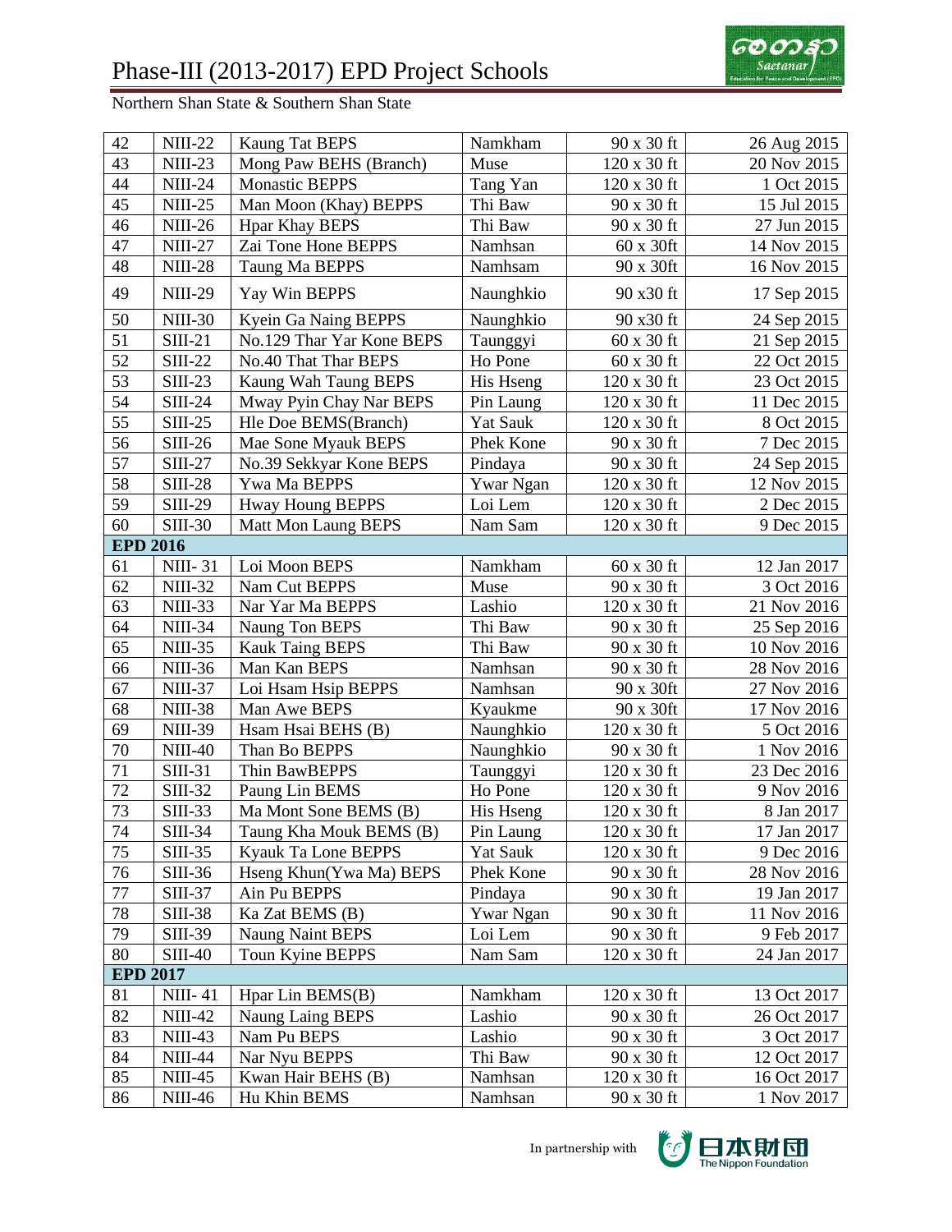# Phase-III (2013-2017) EPD Project Schools

Northern Shan State & Southern Shan State

| | | | | | |
|---|---|---|---|---|---|
| 42 | NIII-22 | Kaung Tat BEPS | Namkham | 90 x 30 ft | 26 Aug 2015 |
| 43 | NIII-23 | Mong Paw BEHS (Branch) | Muse | 120 x 30 ft | 20 Nov 2015 |
| 44 | NIII-24 | Monastic BEPPS | Tang Yan | 120 x 30 ft | 1 Oct 2015 |
| 45 | NIII-25 | Man Moon (Khay) BEPPS | Thi Baw | 90 x 30 ft | 15 Jul 2015 |
| 46 | NIII-26 | Hpar Khay BEPS | Thi Baw | 90 x 30 ft | 27 Jun 2015 |
| 47 | NIII-27 | Zai Tone Hone BEPPS | Namhsan | 60 x 30ft | 14 Nov 2015 |
| 48 | NIII-28 | Taung Ma BEPPS | Namhsam | 90 x 30ft | 16 Nov 2015 |
| 49 | NIII-29 | Yay Win BEPPS | Naunghkio | 90 x30 ft | 17 Sep 2015 |
| 50 | NIII-30 | Kyein Ga Naing BEPPS | Naunghkio | 90 x30 ft | 24 Sep 2015 |
| 51 | SIII-21 | No.129 Thar Yar Kone BEPS | Taunggyi | 60 x 30 ft | 21 Sep 2015 |
| 52 | SIII-22 | No.40 That Thar BEPS | Ho Pone | 60 x 30 ft | 22 Oct 2015 |
| 53 | SIII-23 | Kaung Wah Taung BEPS | His Hseng | 120 x 30 ft | 23 Oct 2015 |
| 54 | SIII-24 | Mway Pyin Chay Nar BEPS | Pin Laung | 120 x 30 ft | 11 Dec 2015 |
| 55 | SIII-25 | Hle Doe BEMS(Branch) | Yat Sauk | 120 x 30 ft | 8 Oct 2015 |
| 56 | SIII-26 | Mae Sone Myauk BEPS | Phek Kone | 90 x 30 ft | 7 Dec 2015 |
| 57 | SIII-27 | No.39 Sekkyar Kone BEPS | Pindaya | 90 x 30 ft | 24 Sep 2015 |
| 58 | SIII-28 | Ywa Ma BEPPS | Ywar Ngan | 120 x 30 ft | 12 Nov 2015 |
| 59 | SIII-29 | Hway Houng BEPPS | Loi Lem | 120 x 30 ft | 2 Dec 2015 |
| 60 | SIII-30 | Matt Mon Laung BEPS | Nam Sam | 120 x 30 ft | 9 Dec 2015 |
| **EPD 2016** | | | | | |
| 61 | NIII- 31 | Loi Moon BEPS | Namkham | 60 x 30 ft | 12 Jan 2017 |
| 62 | NIII-32 | Nam Cut BEPPS | Muse | 90 x 30 ft | 3 Oct 2016 |
| 63 | NIII-33 | Nar Yar Ma BEPPS | Lashio | 120 x 30 ft | 21 Nov 2016 |
| 64 | NIII-34 | Naung Ton BEPS | Thi Baw | 90 x 30 ft | 25 Sep 2016 |
| 65 | NIII-35 | Kauk Taing BEPS | Thi Baw | 90 x 30 ft | 10 Nov 2016 |
| 66 | NIII-36 | Man Kan BEPS | Namhsan | 90 x 30 ft | 28 Nov 2016 |
| 67 | NIII-37 | Loi Hsam Hsip BEPPS | Namhsan | 90 x 30ft | 27 Nov 2016 |
| 68 | NIII-38 | Man Awe BEPS | Kyaukme | 90 x 30ft | 17 Nov 2016 |
| 69 | NIII-39 | Hsam Hsai BEHS (B) | Naunghkio | 120 x 30 ft | 5 Oct 2016 |
| 70 | NIII-40 | Than Bo BEPPS | Naunghkio | 90 x 30 ft | 1 Nov 2016 |
| 71 | SIII-31 | Thin BawBEPPS | Taunggyi | 120 x 30 ft | 23 Dec 2016 |
| 72 | SIII-32 | Paung Lin BEMS | Ho Pone | 120 x 30 ft | 9 Nov 2016 |
| 73 | SIII-33 | Ma Mont Sone BEMS (B) | His Hseng | 120 x 30 ft | 8 Jan 2017 |
| 74 | SIII-34 | Taung Kha Mouk BEMS (B) | Pin Laung | 120 x 30 ft | 17 Jan 2017 |
| 75 | SIII-35 | Kyauk Ta Lone BEPPS | Yat Sauk | 120 x 30 ft | 9 Dec 2016 |
| 76 | SIII-36 | Hseng Khun(Ywa Ma) BEPS | Phek Kone | 90 x 30 ft | 28 Nov 2016 |
| 77 | SIII-37 | Ain Pu BEPPS | Pindaya | 90 x 30 ft | 19 Jan 2017 |
| 78 | SIII-38 | Ka Zat BEMS (B) | Ywar Ngan | 90 x 30 ft | 11 Nov 2016 |
| 79 | SIII-39 | Naung Naint BEPS | Loi Lem | 90 x 30 ft | 9 Feb 2017 |
| 80 | SIII-40 | Toun Kyine BEPPS | Nam Sam | 120 x 30 ft | 24 Jan 2017 |
| **EPD 2017** | | | | | |
| 81 | NIII- 41 | Hpar Lin BEMS(B) | Namkham | 120 x 30 ft | 13 Oct 2017 |
| 82 | NIII-42 | Naung Laing BEPS | Lashio | 90 x 30 ft | 26 Oct 2017 |
| 83 | NIII-43 | Nam Pu BEPS | Lashio | 90 x 30 ft | 3 Oct 2017 |
| 84 | NIII-44 | Nar Nyu BEPPS | Thi Baw | 90 x 30 ft | 12 Oct 2017 |
| 85 | NIII-45 | Kwan Hair BEHS (B) | Namhsan | 120 x 30 ft | 16 Oct 2017 |
| 86 | NIII-46 | Hu Khin BEMS | Namhsan | 90 x 30 ft | 1 Nov 2017 |

In partnership with The Nippon Foundation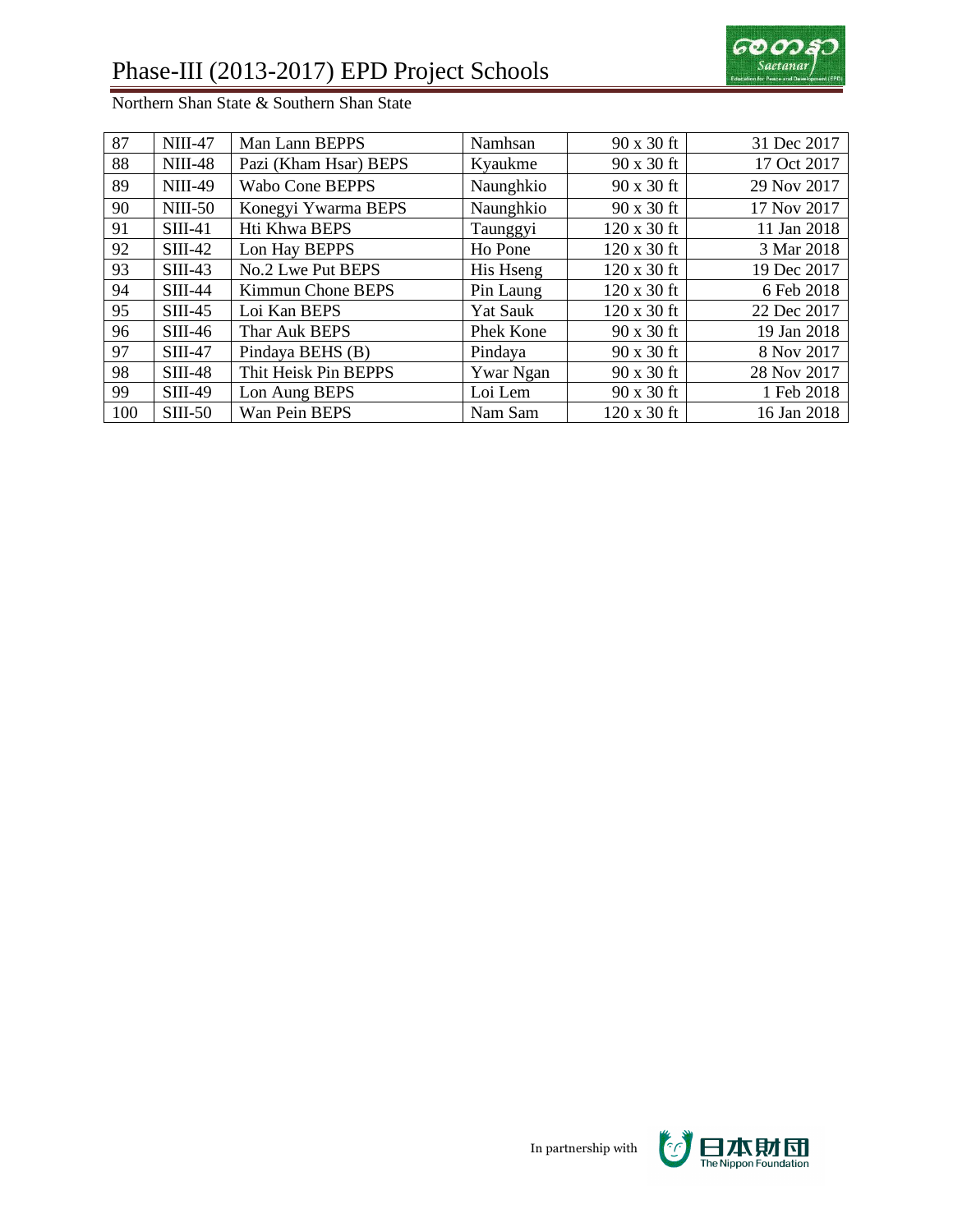# Phase-III (2013-2017) EPD Project Schools

Northern Shan State & Southern Shan State

| | | | | | |
|---|---|---|---|---|---|
| 87 | NIII-47 | Man Lann BEPPS | Namhsan | 90 x 30 ft | 31 Dec 2017 |
| 88 | NIII-48 | Pazi (Kham Hsar) BEPS | Kyaukme | 90 x 30 ft | 17 Oct 2017 |
| 89 | NIII-49 | Wabo Cone BEPPS | Naunghkio | 90 x 30 ft | 29 Nov 2017 |
| 90 | NIII-50 | Konegyi Ywarma BEPS | Naunghkio | 90 x 30 ft | 17 Nov 2017 |
| 91 | SIII-41 | Hti Khwa BEPS | Taunggyi | 120 x 30 ft | 11 Jan 2018 |
| 92 | SIII-42 | Lon Hay BEPPS | Ho Pone | 120 x 30 ft | 3 Mar 2018 |
| 93 | SIII-43 | No.2 Lwe Put BEPS | His Hseng | 120 x 30 ft | 19 Dec 2017 |
| 94 | SIII-44 | Kimmun Chone BEPS | Pin Laung | 120 x 30 ft | 6 Feb 2018 |
| 95 | SIII-45 | Loi Kan BEPS | Yat Sauk | 120 x 30 ft | 22 Dec 2017 |
| 96 | SIII-46 | Thar Auk BEPS | Phek Kone | 90 x 30 ft | 19 Jan 2018 |
| 97 | SIII-47 | Pindaya BEHS (B) | Pindaya | 90 x 30 ft | 8 Nov 2017 |
| 98 | SIII-48 | Thit Heisk Pin BEPPS | Ywar Ngan | 90 x 30 ft | 28 Nov 2017 |
| 99 | SIII-49 | Lon Aung BEPS | Loi Lem | 90 x 30 ft | 1 Feb 2018 |
| 100 | SIII-50 | Wan Pein BEPS | Nam Sam | 120 x 30 ft | 16 Jan 2018 |

In partnership with 日本財団 The Nippon Foundation